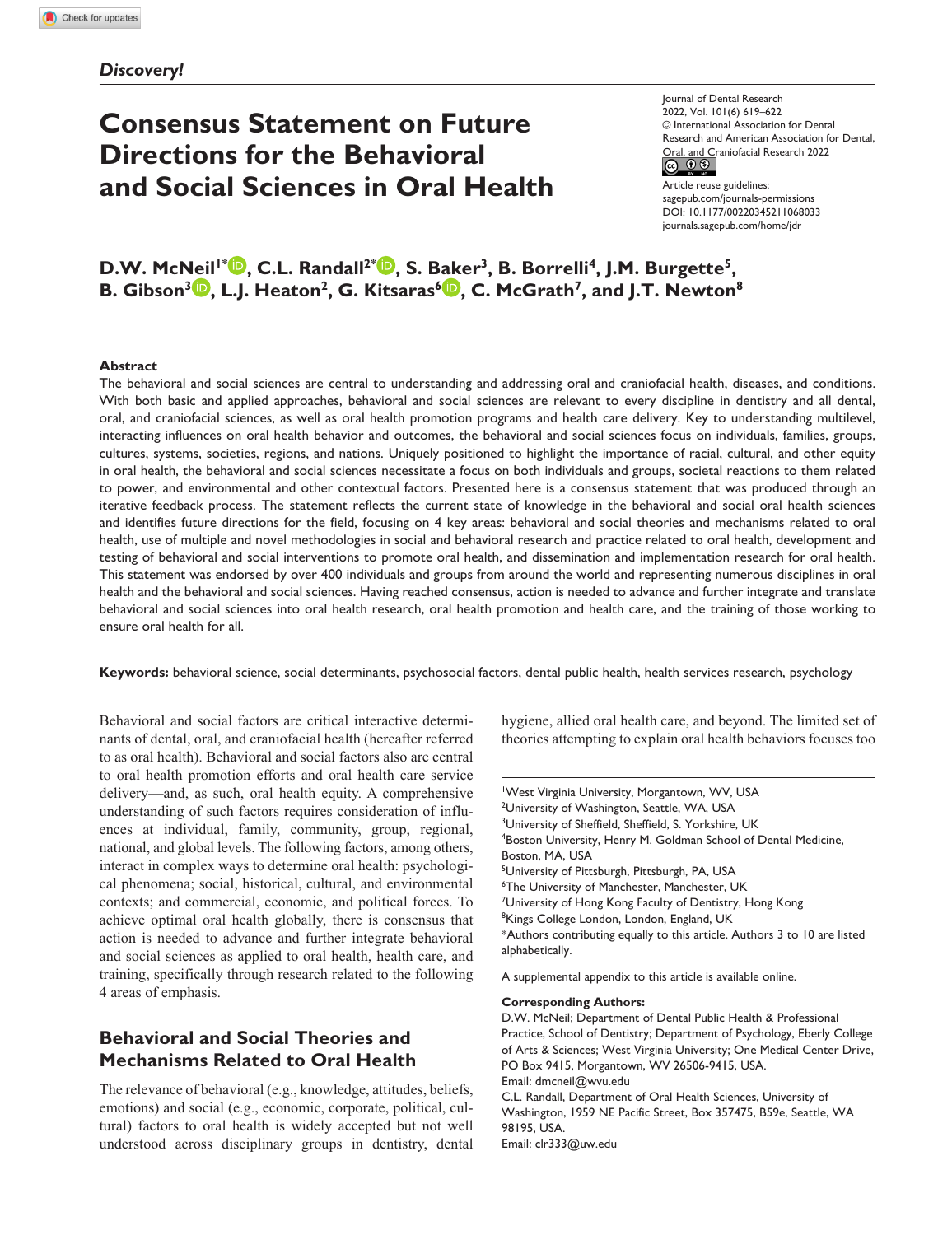*Discovery!*

# Consensus Statement on Future Directions for the Behavioral and Social Sciences in Oral Health

Journal of Dental Research
2022, Vol. 101(6) 619–622
© International Association for Dental Research and American Association for Dental, Oral, and Craniofacial Research 2022
Article reuse guidelines: sagepub.com/journals-permissions
DOI: 10.1177/00220345211068033
journals.sagepub.com/home/jdr

**D.W. McNeil[1*], C.L. Randall[2*], S. Baker[3], B. Borrelli[4], J.M. Burgette[5], B. Gibson[3], L.J. Heaton[2], G. Kitsaras[6], C. McGrath[7], and J.T. Newton[8]**

## Abstract

The behavioral and social sciences are central to understanding and addressing oral and craniofacial health, diseases, and conditions. With both basic and applied approaches, behavioral and social sciences are relevant to every discipline in dentistry and all dental, oral, and craniofacial sciences, as well as oral health promotion programs and health care delivery. Key to understanding multilevel, interacting influences on oral health behavior and outcomes, the behavioral and social sciences focus on individuals, families, groups, cultures, systems, societies, regions, and nations. Uniquely positioned to highlight the importance of racial, cultural, and other equity in oral health, the behavioral and social sciences necessitate a focus on both individuals and groups, societal reactions to them related to power, and environmental and other contextual factors. Presented here is a consensus statement that was produced through an iterative feedback process. The statement reflects the current state of knowledge in the behavioral and social oral health sciences and identifies future directions for the field, focusing on 4 key areas: behavioral and social theories and mechanisms related to oral health, use of multiple and novel methodologies in social and behavioral research and practice related to oral health, development and testing of behavioral and social interventions to promote oral health, and dissemination and implementation research for oral health. This statement was endorsed by over 400 individuals and groups from around the world and representing numerous disciplines in oral health and the behavioral and social sciences. Having reached consensus, action is needed to advance and further integrate and translate behavioral and social sciences into oral health research, oral health promotion and health care, and the training of those working to ensure oral health for all.

**Keywords:** behavioral science, social determinants, psychosocial factors, dental public health, health services research, psychology

Behavioral and social factors are critical interactive determinants of dental, oral, and craniofacial health (hereafter referred to as oral health). Behavioral and social factors also are central to oral health promotion efforts and oral health care service delivery—and, as such, oral health equity. A comprehensive understanding of such factors requires consideration of influences at individual, family, community, group, regional, national, and global levels. The following factors, among others, interact in complex ways to determine oral health: psychological phenomena; social, historical, cultural, and environmental contexts; and commercial, economic, and political forces. To achieve optimal oral health globally, there is consensus that action is needed to advance and further integrate behavioral and social sciences as applied to oral health, health care, and training, specifically through research related to the following 4 areas of emphasis.

## Behavioral and Social Theories and Mechanisms Related to Oral Health

The relevance of behavioral (e.g., knowledge, attitudes, beliefs, emotions) and social (e.g., economic, corporate, political, cultural) factors to oral health is widely accepted but not well understood across disciplinary groups in dentistry, dental hygiene, allied oral health care, and beyond. The limited set of theories attempting to explain oral health behaviors focuses too

[1]West Virginia University, Morgantown, WV, USA
[2]University of Washington, Seattle, WA, USA
[3]University of Sheffield, Sheffield, S. Yorkshire, UK
[4]Boston University, Henry M. Goldman School of Dental Medicine, Boston, MA, USA
[5]University of Pittsburgh, Pittsburgh, PA, USA
[6]The University of Manchester, Manchester, UK
[7]University of Hong Kong Faculty of Dentistry, Hong Kong
[8]Kings College London, London, England, UK
*Authors contributing equally to this article. Authors 3 to 10 are listed alphabetically.

A supplemental appendix to this article is available online.

**Corresponding Authors:**
D.W. McNeil; Department of Dental Public Health & Professional Practice, School of Dentistry; Department of Psychology, Eberly College of Arts & Sciences; West Virginia University; One Medical Center Drive, PO Box 9415, Morgantown, WV 26506-9415, USA.
Email: dmcneil@wvu.edu
C.L. Randall, Department of Oral Health Sciences, University of Washington, 1959 NE Pacific Street, Box 357475, B59e, Seattle, WA 98195, USA.
Email: clr333@uw.edu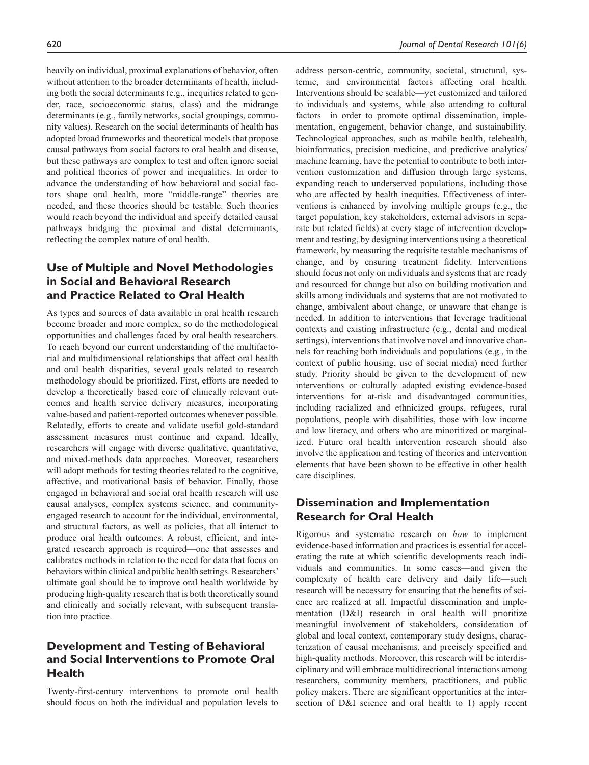heavily on individual, proximal explanations of behavior, often without attention to the broader determinants of health, including both the social determinants (e.g., inequities related to gender, race, socioeconomic status, class) and the midrange determinants (e.g., family networks, social groupings, community values). Research on the social determinants of health has adopted broad frameworks and theoretical models that propose causal pathways from social factors to oral health and disease, but these pathways are complex to test and often ignore social and political theories of power and inequalities. In order to advance the understanding of how behavioral and social factors shape oral health, more "middle-range" theories are needed, and these theories should be testable. Such theories would reach beyond the individual and specify detailed causal pathways bridging the proximal and distal determinants, reflecting the complex nature of oral health.

## Use of Multiple and Novel Methodologies in Social and Behavioral Research and Practice Related to Oral Health

As types and sources of data available in oral health research become broader and more complex, so do the methodological opportunities and challenges faced by oral health researchers. To reach beyond our current understanding of the multifactorial and multidimensional relationships that affect oral health and oral health disparities, several goals related to research methodology should be prioritized. First, efforts are needed to develop a theoretically based core of clinically relevant outcomes and health service delivery measures, incorporating value-based and patient-reported outcomes whenever possible. Relatedly, efforts to create and validate useful gold-standard assessment measures must continue and expand. Ideally, researchers will engage with diverse qualitative, quantitative, and mixed-methods data approaches. Moreover, researchers will adopt methods for testing theories related to the cognitive, affective, and motivational basis of behavior. Finally, those engaged in behavioral and social oral health research will use causal analyses, complex systems science, and community-engaged research to account for the individual, environmental, and structural factors, as well as policies, that all interact to produce oral health outcomes. A robust, efficient, and integrated research approach is required—one that assesses and calibrates methods in relation to the need for data that focus on behaviors within clinical and public health settings. Researchers' ultimate goal should be to improve oral health worldwide by producing high-quality research that is both theoretically sound and clinically and socially relevant, with subsequent translation into practice.

## Development and Testing of Behavioral and Social Interventions to Promote Oral Health

Twenty-first-century interventions to promote oral health should focus on both the individual and population levels to address person-centric, community, societal, structural, systemic, and environmental factors affecting oral health. Interventions should be scalable—yet customized and tailored to individuals and systems, while also attending to cultural factors—in order to promote optimal dissemination, implementation, engagement, behavior change, and sustainability. Technological approaches, such as mobile health, telehealth, bioinformatics, precision medicine, and predictive analytics/machine learning, have the potential to contribute to both intervention customization and diffusion through large systems, expanding reach to underserved populations, including those who are affected by health inequities. Effectiveness of interventions is enhanced by involving multiple groups (e.g., the target population, key stakeholders, external advisors in separate but related fields) at every stage of intervention development and testing, by designing interventions using a theoretical framework, by measuring the requisite testable mechanisms of change, and by ensuring treatment fidelity. Interventions should focus not only on individuals and systems that are ready and resourced for change but also on building motivation and skills among individuals and systems that are not motivated to change, ambivalent about change, or unaware that change is needed. In addition to interventions that leverage traditional contexts and existing infrastructure (e.g., dental and medical settings), interventions that involve novel and innovative channels for reaching both individuals and populations (e.g., in the context of public housing, use of social media) need further study. Priority should be given to the development of new interventions or culturally adapted existing evidence-based interventions for at-risk and disadvantaged communities, including racialized and ethnicized groups, refugees, rural populations, people with disabilities, those with low income and low literacy, and others who are minoritized or marginalized. Future oral health intervention research should also involve the application and testing of theories and intervention elements that have been shown to be effective in other health care disciplines.

## Dissemination and Implementation Research for Oral Health

Rigorous and systematic research on *how* to implement evidence-based information and practices is essential for accelerating the rate at which scientific developments reach individuals and communities. In some cases—and given the complexity of health care delivery and daily life—such research will be necessary for ensuring that the benefits of science are realized at all. Impactful dissemination and implementation (D&I) research in oral health will prioritize meaningful involvement of stakeholders, consideration of global and local context, contemporary study designs, characterization of causal mechanisms, and precisely specified and high-quality methods. Moreover, this research will be interdisciplinary and will embrace multidirectional interactions among researchers, community members, practitioners, and public policy makers. There are significant opportunities at the intersection of D&I science and oral health to 1) apply recent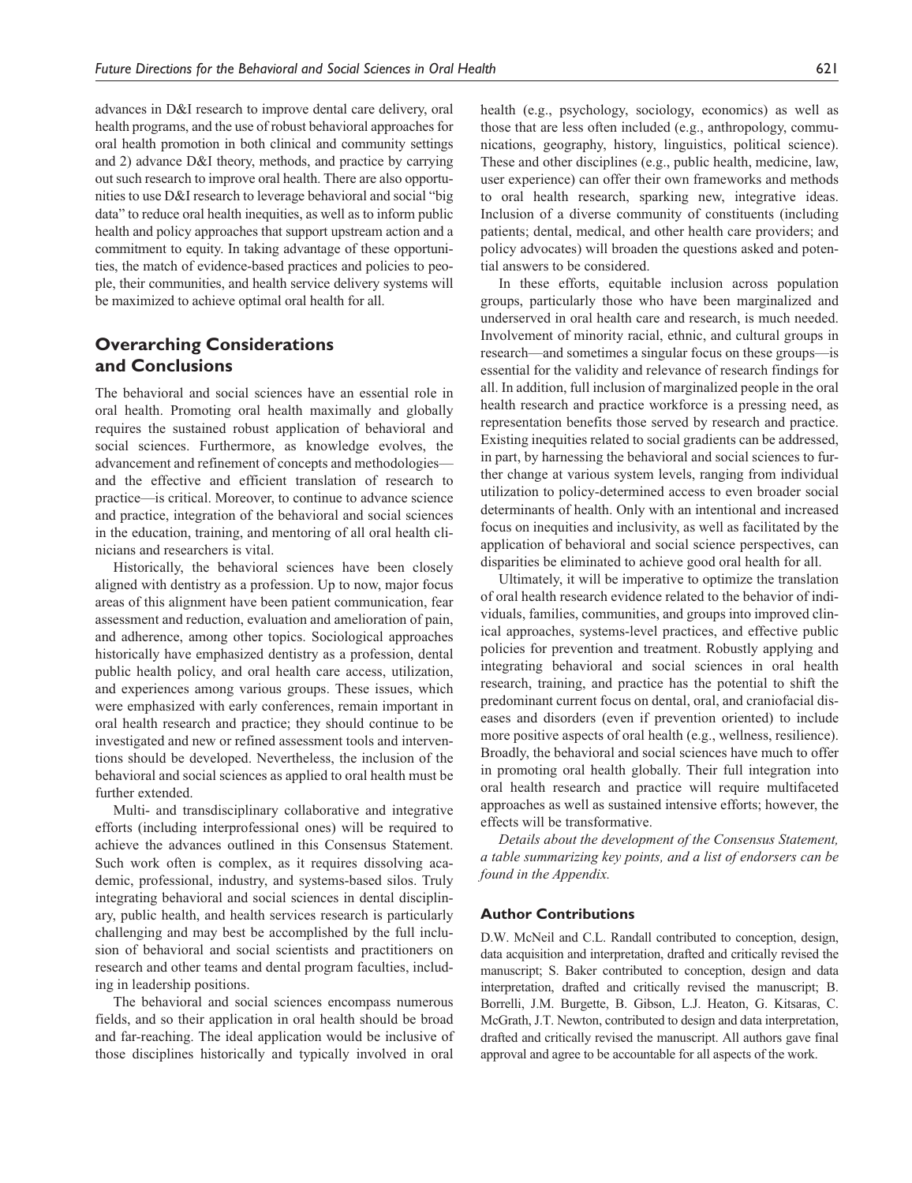advances in D&I research to improve dental care delivery, oral health programs, and the use of robust behavioral approaches for oral health promotion in both clinical and community settings and 2) advance D&I theory, methods, and practice by carrying out such research to improve oral health. There are also opportunities to use D&I research to leverage behavioral and social "big data" to reduce oral health inequities, as well as to inform public health and policy approaches that support upstream action and a commitment to equity. In taking advantage of these opportunities, the match of evidence-based practices and policies to people, their communities, and health service delivery systems will be maximized to achieve optimal oral health for all.

## Overarching Considerations and Conclusions

The behavioral and social sciences have an essential role in oral health. Promoting oral health maximally and globally requires the sustained robust application of behavioral and social sciences. Furthermore, as knowledge evolves, the advancement and refinement of concepts and methodologies—and the effective and efficient translation of research to practice—is critical. Moreover, to continue to advance science and practice, integration of the behavioral and social sciences in the education, training, and mentoring of all oral health clinicians and researchers is vital.

Historically, the behavioral sciences have been closely aligned with dentistry as a profession. Up to now, major focus areas of this alignment have been patient communication, fear assessment and reduction, evaluation and amelioration of pain, and adherence, among other topics. Sociological approaches historically have emphasized dentistry as a profession, dental public health policy, and oral health care access, utilization, and experiences among various groups. These issues, which were emphasized with early conferences, remain important in oral health research and practice; they should continue to be investigated and new or refined assessment tools and interventions should be developed. Nevertheless, the inclusion of the behavioral and social sciences as applied to oral health must be further extended.

Multi- and transdisciplinary collaborative and integrative efforts (including interprofessional ones) will be required to achieve the advances outlined in this Consensus Statement. Such work often is complex, as it requires dissolving academic, professional, industry, and systems-based silos. Truly integrating behavioral and social sciences in dental disciplinary, public health, and health services research is particularly challenging and may best be accomplished by the full inclusion of behavioral and social scientists and practitioners on research and other teams and dental program faculties, including in leadership positions.

The behavioral and social sciences encompass numerous fields, and so their application in oral health should be broad and far-reaching. The ideal application would be inclusive of those disciplines historically and typically involved in oral health (e.g., psychology, sociology, economics) as well as those that are less often included (e.g., anthropology, communications, geography, history, linguistics, political science). These and other disciplines (e.g., public health, medicine, law, user experience) can offer their own frameworks and methods to oral health research, sparking new, integrative ideas. Inclusion of a diverse community of constituents (including patients; dental, medical, and other health care providers; and policy advocates) will broaden the questions asked and potential answers to be considered.

In these efforts, equitable inclusion across population groups, particularly those who have been marginalized and underserved in oral health care and research, is much needed. Involvement of minority racial, ethnic, and cultural groups in research—and sometimes a singular focus on these groups—is essential for the validity and relevance of research findings for all. In addition, full inclusion of marginalized people in the oral health research and practice workforce is a pressing need, as representation benefits those served by research and practice. Existing inequities related to social gradients can be addressed, in part, by harnessing the behavioral and social sciences to further change at various system levels, ranging from individual utilization to policy-determined access to even broader social determinants of health. Only with an intentional and increased focus on inequities and inclusivity, as well as facilitated by the application of behavioral and social science perspectives, can disparities be eliminated to achieve good oral health for all.

Ultimately, it will be imperative to optimize the translation of oral health research evidence related to the behavior of individuals, families, communities, and groups into improved clinical approaches, systems-level practices, and effective public policies for prevention and treatment. Robustly applying and integrating behavioral and social sciences in oral health research, training, and practice has the potential to shift the predominant current focus on dental, oral, and craniofacial diseases and disorders (even if prevention oriented) to include more positive aspects of oral health (e.g., wellness, resilience). Broadly, the behavioral and social sciences have much to offer in promoting oral health globally. Their full integration into oral health research and practice will require multifaceted approaches as well as sustained intensive efforts; however, the effects will be transformative.

*Details about the development of the Consensus Statement, a table summarizing key points, and a list of endorsers can be found in the Appendix.*

### Author Contributions

D.W. McNeil and C.L. Randall contributed to conception, design, data acquisition and interpretation, drafted and critically revised the manuscript; S. Baker contributed to conception, design and data interpretation, drafted and critically revised the manuscript; B. Borrelli, J.M. Burgette, B. Gibson, L.J. Heaton, G. Kitsaras, C. McGrath, J.T. Newton, contributed to design and data interpretation, drafted and critically revised the manuscript. All authors gave final approval and agree to be accountable for all aspects of the work.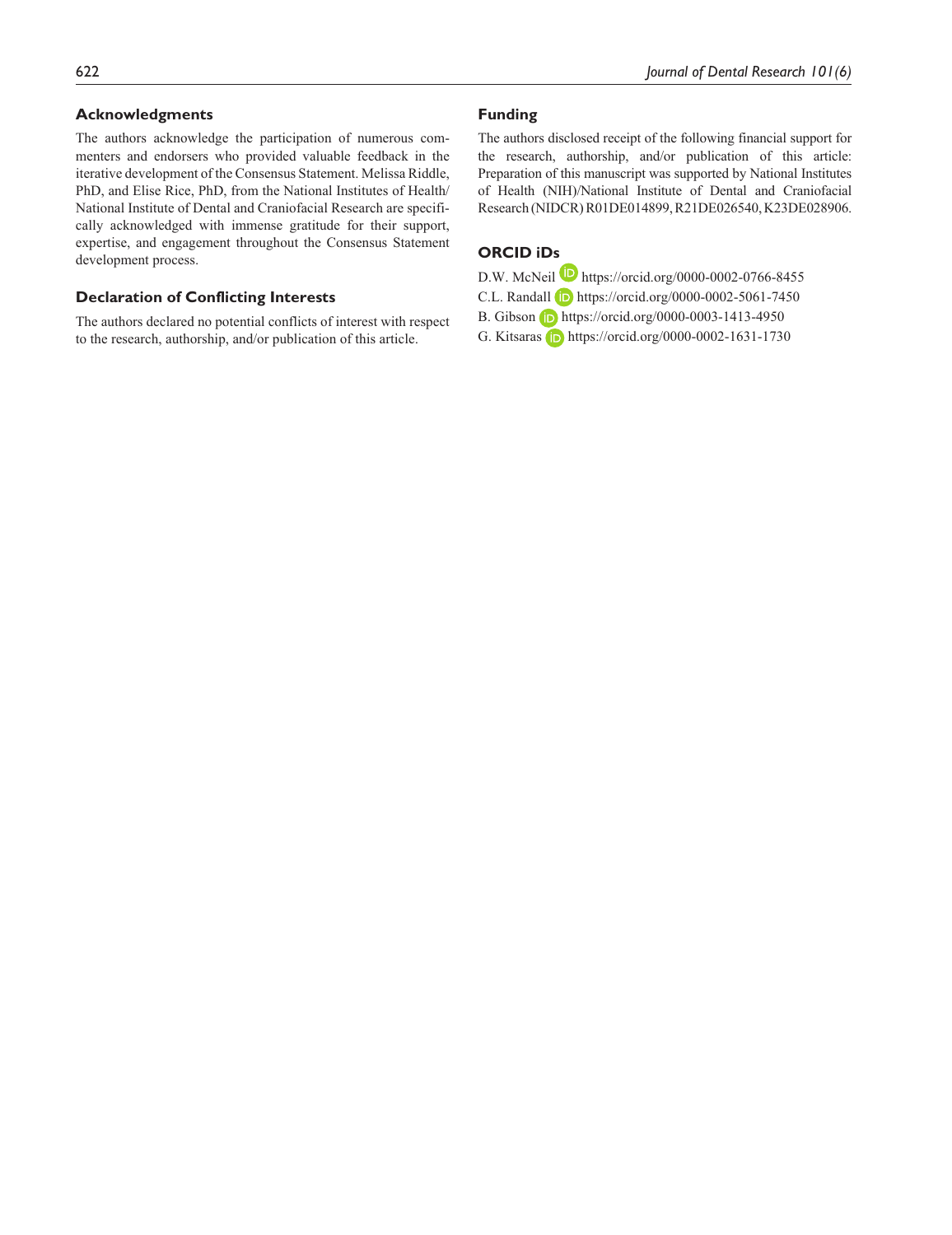## Acknowledgments

The authors acknowledge the participation of numerous commenters and endorsers who provided valuable feedback in the iterative development of the Consensus Statement. Melissa Riddle, PhD, and Elise Rice, PhD, from the National Institutes of Health/National Institute of Dental and Craniofacial Research are specifically acknowledged with immense gratitude for their support, expertise, and engagement throughout the Consensus Statement development process.

## Declaration of Conflicting Interests

The authors declared no potential conflicts of interest with respect to the research, authorship, and/or publication of this article.

## Funding

The authors disclosed receipt of the following financial support for the research, authorship, and/or publication of this article: Preparation of this manuscript was supported by National Institutes of Health (NIH)/National Institute of Dental and Craniofacial Research (NIDCR) R01DE014899, R21DE026540, K23DE028906.

## ORCID iDs

D.W. McNeil https://orcid.org/0000-0002-0766-8455
C.L. Randall https://orcid.org/0000-0002-5061-7450
B. Gibson https://orcid.org/0000-0003-1413-4950
G. Kitsaras https://orcid.org/0000-0002-1631-1730